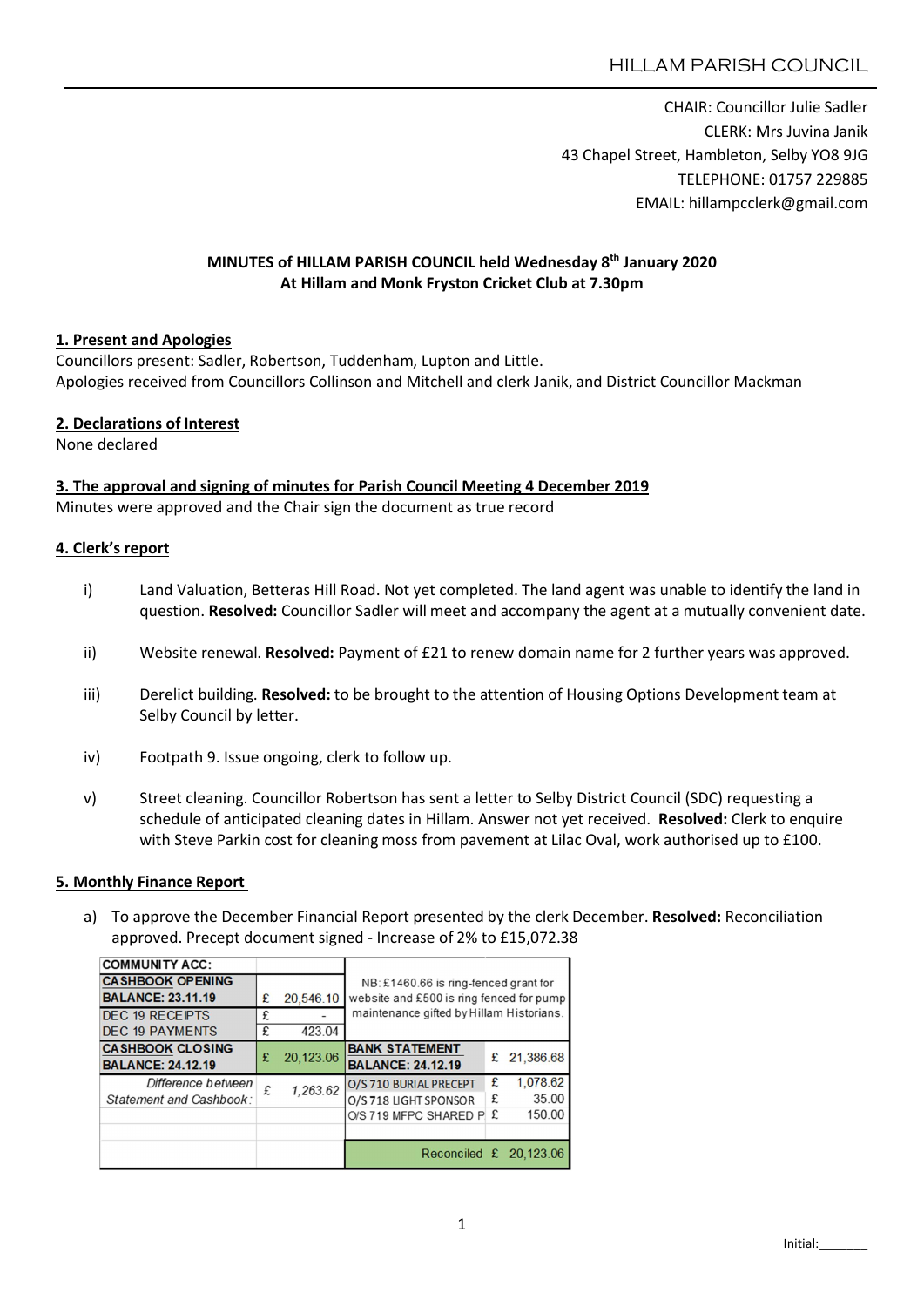# HILLAM PARISH COUNCIL

CHAIR: Councillor Julie Sadler
CLERK: Mrs Juvina Janik
43 Chapel Street, Hambleton, Selby YO8 9JG
TELEPHONE: 01757 229885
EMAIL: hillampcclerk@gmail.com

**MINUTES of HILLAM PARISH COUNCIL held Wednesday 8th January 2020**
**At Hillam and Monk Fryston Cricket Club at 7.30pm**

## 1. Present and Apologies

Councillors present: Sadler, Robertson, Tuddenham, Lupton and Little.
Apologies received from Councillors Collinson and Mitchell and clerk Janik, and District Councillor Mackman

## 2. Declarations of Interest

None declared

## 3. The approval and signing of minutes for Parish Council Meeting 4 December 2019

Minutes were approved and the Chair sign the document as true record

## 4. Clerk's report

i) Land Valuation, Betteras Hill Road. Not yet completed. The land agent was unable to identify the land in question. **Resolved:** Councillor Sadler will meet and accompany the agent at a mutually convenient date.

ii) Website renewal. **Resolved:** Payment of £21 to renew domain name for 2 further years was approved.

iii) Derelict building. **Resolved:** to be brought to the attention of Housing Options Development team at Selby Council by letter.

iv) Footpath 9. Issue ongoing, clerk to follow up.

v) Street cleaning. Councillor Robertson has sent a letter to Selby District Council (SDC) requesting a schedule of anticipated cleaning dates in Hillam. Answer not yet received. **Resolved:** Clerk to enquire with Steve Parkin cost for cleaning moss from pavement at Lilac Oval, work authorised up to £100.

## 5. Monthly Finance Report

a) To approve the December Financial Report presented by the clerk December. **Resolved:** Reconciliation approved. Precept document signed - Increase of 2% to £15,072.38

| COMMUNITY ACC: | | | |
|---|---|---|---|
| CASHBOOK OPENING BALANCE: 23.11.19 | £ 20,546.10 | NB: £1460.66 is ring-fenced grant for website and £500 is ring fenced for pump maintenance gifted by Hillam Historians. | |
| DEC 19 RECEIPTS | £ - | | |
| DEC 19 PAYMENTS | £ 423.04 | | |
| CASHBOOK CLOSING BALANCE: 24.12.19 | £ 20,123.06 | BANK STATEMENT BALANCE: 24.12.19 | £ 21,386.68 |
| *Difference between Statement and Cashbook:* | £ *1,263.62* | O/S 710 BURIAL PRECEPT | £ 1,078.62 |
| | | O/S 718 LIGHT SPONSOR | £ 35.00 |
| | | O/S 719 MFPC SHARED P | £ 150.00 |
| | | Reconciled | £ 20,123.06 |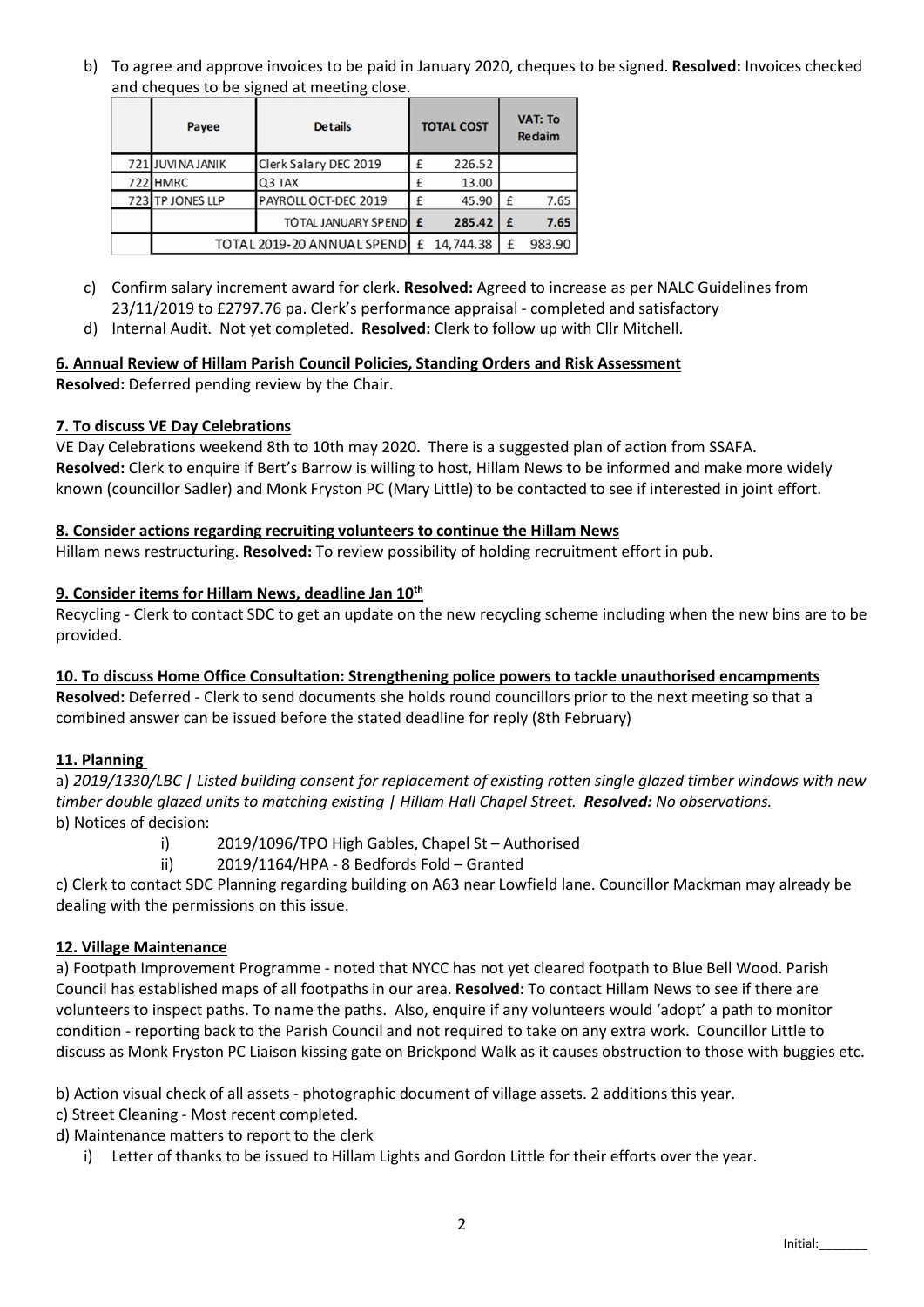b) To agree and approve invoices to be paid in January 2020, cheques to be signed. **Resolved:** Invoices checked and cheques to be signed at meeting close.

| | Payee | Details | TOTAL COST | VAT: To Reclaim |
|---|---|---|---|---|
| 721 | JUVINA JANIK | Clerk Salary DEC 2019 | £ 226.52 | |
| 722 | HMRC | Q3 TAX | £ 13.00 | |
| 723 | TP JONES LLP | PAYROLL OCT-DEC 2019 | £ 45.90 | £ 7.65 |
| | | TOTAL JANUARY SPEND | **£ 285.42** | **£ 7.65** |
| | TOTAL 2019-20 ANNUAL SPEND | | £ 14,744.38 | £ 983.90 |

c) Confirm salary increment award for clerk. **Resolved:** Agreed to increase as per NALC Guidelines from 23/11/2019 to £2797.76 pa. Clerk's performance appraisal - completed and satisfactory

d) Internal Audit. Not yet completed. **Resolved:** Clerk to follow up with Cllr Mitchell.

**6. Annual Review of Hillam Parish Council Policies, Standing Orders and Risk Assessment**

**Resolved:** Deferred pending review by the Chair.

**7. To discuss VE Day Celebrations**

VE Day Celebrations weekend 8th to 10th may 2020. There is a suggested plan of action from SSAFA. **Resolved:** Clerk to enquire if Bert's Barrow is willing to host, Hillam News to be informed and make more widely known (councillor Sadler) and Monk Fryston PC (Mary Little) to be contacted to see if interested in joint effort.

**8. Consider actions regarding recruiting volunteers to continue the Hillam News**

Hillam news restructuring. **Resolved:** To review possibility of holding recruitment effort in pub.

**9. Consider items for Hillam News, deadline Jan 10th**

Recycling - Clerk to contact SDC to get an update on the new recycling scheme including when the new bins are to be provided.

**10. To discuss Home Office Consultation: Strengthening police powers to tackle unauthorised encampments**

**Resolved:** Deferred - Clerk to send documents she holds round councillors prior to the next meeting so that a combined answer can be issued before the stated deadline for reply (8th February)

**11. Planning**

a) *2019/1330/LBC | Listed building consent for replacement of existing rotten single glazed timber windows with new timber double glazed units to matching existing | Hillam Hall Chapel Street.* ***Resolved:*** *No observations.*

b) Notices of decision:

- i) 2019/1096/TPO High Gables, Chapel St – Authorised
- ii) 2019/1164/HPA - 8 Bedfords Fold – Granted

c) Clerk to contact SDC Planning regarding building on A63 near Lowfield lane. Councillor Mackman may already be dealing with the permissions on this issue.

**12. Village Maintenance**

a) Footpath Improvement Programme - noted that NYCC has not yet cleared footpath to Blue Bell Wood. Parish Council has established maps of all footpaths in our area. **Resolved:** To contact Hillam News to see if there are volunteers to inspect paths. To name the paths. Also, enquire if any volunteers would 'adopt' a path to monitor condition - reporting back to the Parish Council and not required to take on any extra work. Councillor Little to discuss as Monk Fryston PC Liaison kissing gate on Brickpond Walk as it causes obstruction to those with buggies etc.

b) Action visual check of all assets - photographic document of village assets. 2 additions this year.

c) Street Cleaning - Most recent completed.

d) Maintenance matters to report to the clerk

- i) Letter of thanks to be issued to Hillam Lights and Gordon Little for their efforts over the year.

Initial:_______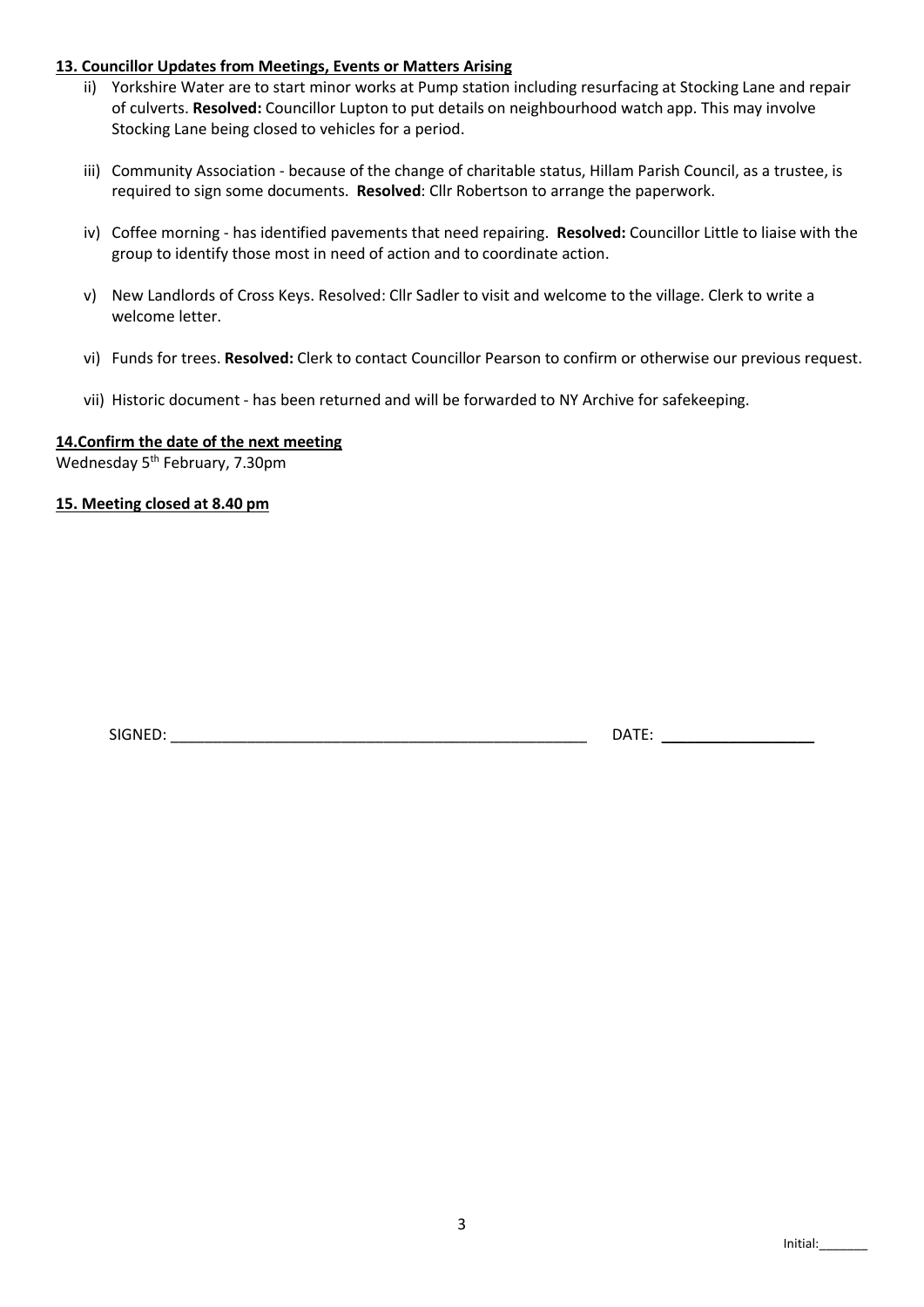**13. Councillor Updates from Meetings, Events or Matters Arising**

ii) Yorkshire Water are to start minor works at Pump station including resurfacing at Stocking Lane and repair of culverts. **Resolved:** Councillor Lupton to put details on neighbourhood watch app. This may involve Stocking Lane being closed to vehicles for a period.

iii) Community Association - because of the change of charitable status, Hillam Parish Council, as a trustee, is required to sign some documents. **Resolved**: Cllr Robertson to arrange the paperwork.

iv) Coffee morning - has identified pavements that need repairing. **Resolved:** Councillor Little to liaise with the group to identify those most in need of action and to coordinate action.

v) New Landlords of Cross Keys. Resolved: Cllr Sadler to visit and welcome to the village. Clerk to write a welcome letter.

vi) Funds for trees. **Resolved:** Clerk to contact Councillor Pearson to confirm or otherwise our previous request.

vii) Historic document - has been returned and will be forwarded to NY Archive for safekeeping.

**14.Confirm the date of the next meeting**

Wednesday 5th February, 7.30pm

**15. Meeting closed at 8.40 pm**

SIGNED: ______________________________ DATE: ______________

Initial:_______